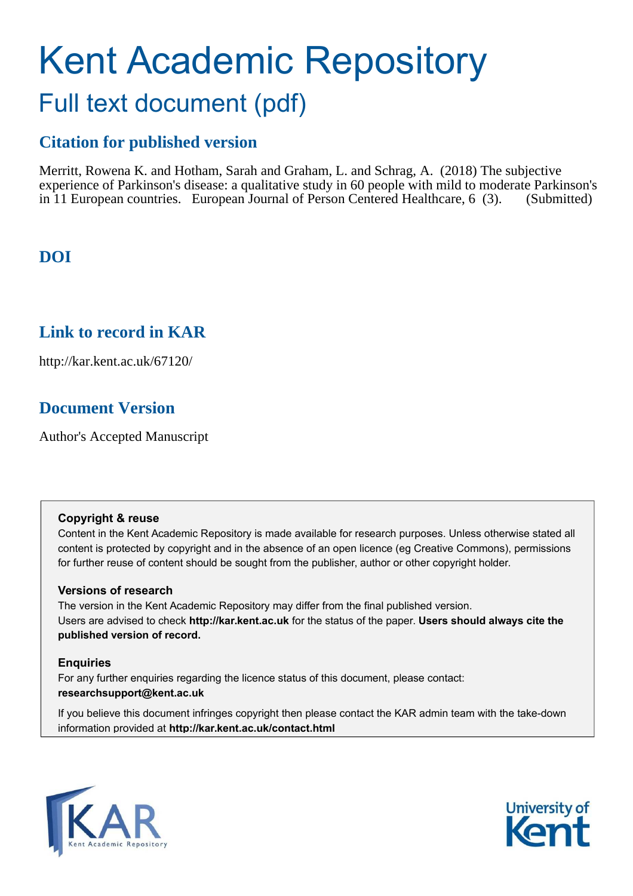# Kent Academic Repository

## Full text document (pdf)

### Citation for published version

Merritt, Rowena K. and Hotham, Sarah and Graham, L. and Schrag, A. (2018) The subjective experience of Parkinson's disease: a qualitative study in 60 people with mild to moderate Parkinson's in 11 European countries. European Journal of Person Centered Healthcare, 6 (3). (Submitted)

### DOI

### Link to record in KAR

http://kar.kent.ac.uk/67120/

### Document Version

Author's Accepted Manuscript

**Copyright & reuse**

Content in the Kent Academic Repository is made available for research purposes. Unless otherwise stated all content is protected by copyright and in the absence of an open licence (eg Creative Commons), permissions for further reuse of content should be sought from the publisher, author or other copyright holder.

**Versions of research**

The version in the Kent Academic Repository may differ from the final published version. Users are advised to check **http://kar.kent.ac.uk** for the status of the paper. **Users should always cite the published version of record.**

**Enquiries**

For any further enquiries regarding the licence status of this document, please contact: **researchsupport@kent.ac.uk**

If you believe this document infringes copyright then please contact the KAR admin team with the take-down information provided at **http://kar.kent.ac.uk/contact.html**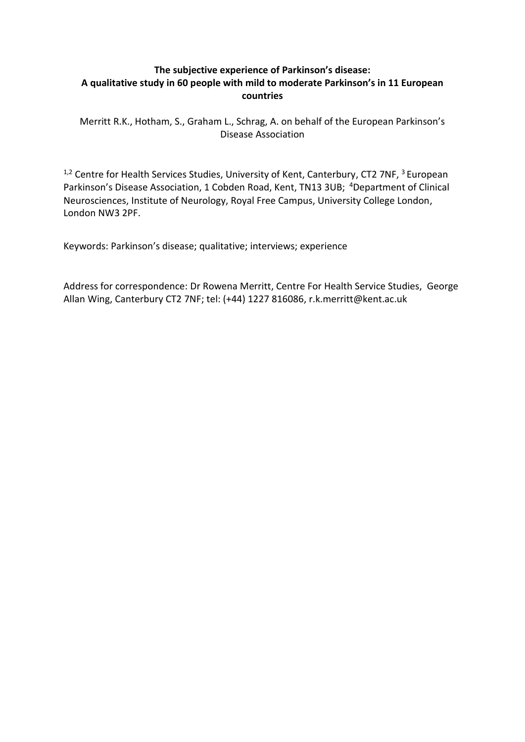**The subjective experience of Parkinson's disease:**
**A qualitative study in 60 people with mild to moderate Parkinson's in 11 European countries**

Merritt R.K., Hotham, S., Graham L., Schrag, A. on behalf of the European Parkinson's Disease Association

[1,2] Centre for Health Services Studies, University of Kent, Canterbury, CT2 7NF, [3] European Parkinson's Disease Association, 1 Cobden Road, Kent, TN13 3UB; [4]Department of Clinical Neurosciences, Institute of Neurology, Royal Free Campus, University College London, London NW3 2PF.

Keywords: Parkinson's disease; qualitative; interviews; experience

Address for correspondence: Dr Rowena Merritt, Centre For Health Service Studies, George Allan Wing, Canterbury CT2 7NF; tel: (+44) 1227 816086, r.k.merritt@kent.ac.uk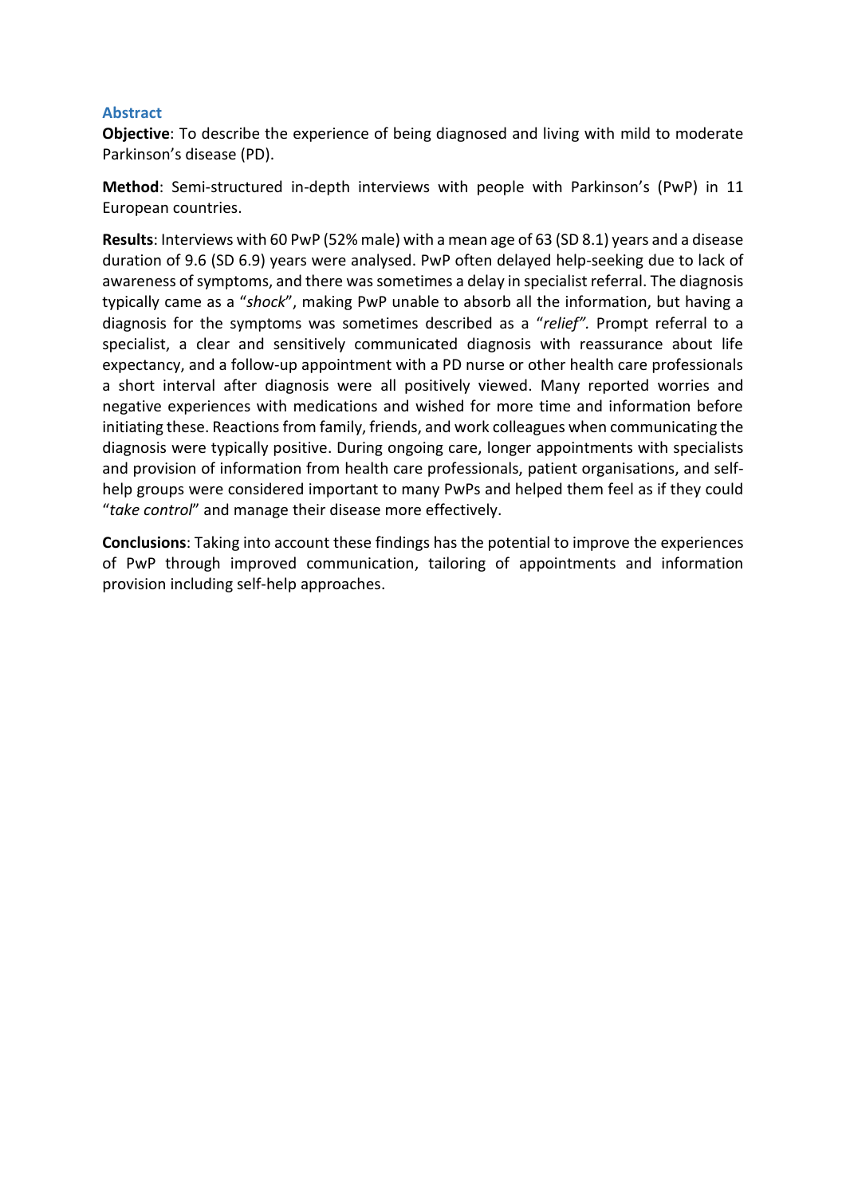## Abstract

**Objective**: To describe the experience of being diagnosed and living with mild to moderate Parkinson's disease (PD).

**Method**: Semi-structured in-depth interviews with people with Parkinson's (PwP) in 11 European countries.

**Results**: Interviews with 60 PwP (52% male) with a mean age of 63 (SD 8.1) years and a disease duration of 9.6 (SD 6.9) years were analysed. PwP often delayed help-seeking due to lack of awareness of symptoms, and there was sometimes a delay in specialist referral. The diagnosis typically came as a "*shock*", making PwP unable to absorb all the information, but having a diagnosis for the symptoms was sometimes described as a "*relief".* Prompt referral to a specialist, a clear and sensitively communicated diagnosis with reassurance about life expectancy, and a follow-up appointment with a PD nurse or other health care professionals a short interval after diagnosis were all positively viewed. Many reported worries and negative experiences with medications and wished for more time and information before initiating these. Reactions from family, friends, and work colleagues when communicating the diagnosis were typically positive. During ongoing care, longer appointments with specialists and provision of information from health care professionals, patient organisations, and self-help groups were considered important to many PwPs and helped them feel as if they could "*take control*" and manage their disease more effectively.

**Conclusions**: Taking into account these findings has the potential to improve the experiences of PwP through improved communication, tailoring of appointments and information provision including self-help approaches.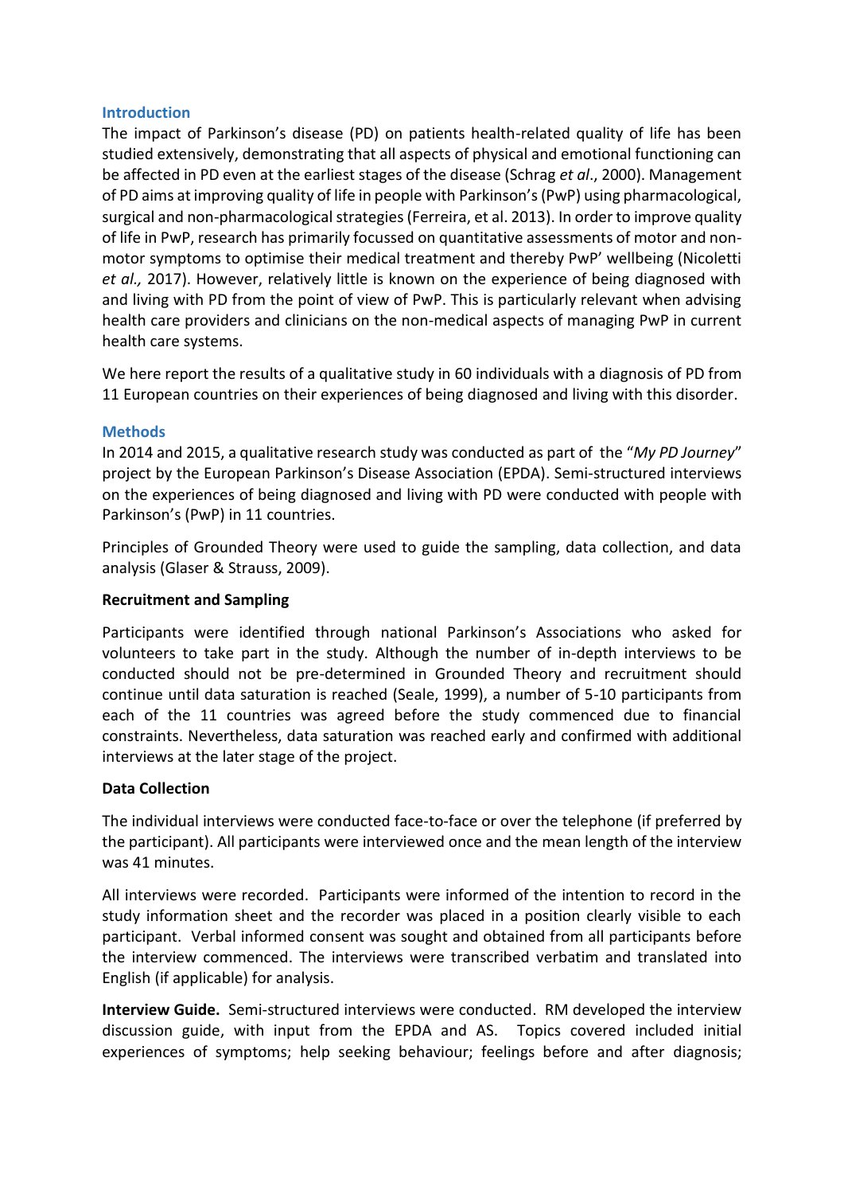## Introduction

The impact of Parkinson's disease (PD) on patients health-related quality of life has been studied extensively, demonstrating that all aspects of physical and emotional functioning can be affected in PD even at the earliest stages of the disease (Schrag *et al*., 2000). Management of PD aims at improving quality of life in people with Parkinson's (PwP) using pharmacological, surgical and non-pharmacological strategies (Ferreira, et al. 2013). In order to improve quality of life in PwP, research has primarily focussed on quantitative assessments of motor and non-motor symptoms to optimise their medical treatment and thereby PwP' wellbeing (Nicoletti *et al.,* 2017). However, relatively little is known on the experience of being diagnosed with and living with PD from the point of view of PwP. This is particularly relevant when advising health care providers and clinicians on the non-medical aspects of managing PwP in current health care systems.

We here report the results of a qualitative study in 60 individuals with a diagnosis of PD from 11 European countries on their experiences of being diagnosed and living with this disorder.

## Methods

In 2014 and 2015, a qualitative research study was conducted as part of the "*My PD Journey*" project by the European Parkinson's Disease Association (EPDA). Semi-structured interviews on the experiences of being diagnosed and living with PD were conducted with people with Parkinson's (PwP) in 11 countries.

Principles of Grounded Theory were used to guide the sampling, data collection, and data analysis (Glaser & Strauss, 2009).

### Recruitment and Sampling

Participants were identified through national Parkinson's Associations who asked for volunteers to take part in the study. Although the number of in-depth interviews to be conducted should not be pre-determined in Grounded Theory and recruitment should continue until data saturation is reached (Seale, 1999), a number of 5-10 participants from each of the 11 countries was agreed before the study commenced due to financial constraints. Nevertheless, data saturation was reached early and confirmed with additional interviews at the later stage of the project.

### Data Collection

The individual interviews were conducted face-to-face or over the telephone (if preferred by the participant). All participants were interviewed once and the mean length of the interview was 41 minutes.

All interviews were recorded. Participants were informed of the intention to record in the study information sheet and the recorder was placed in a position clearly visible to each participant. Verbal informed consent was sought and obtained from all participants before the interview commenced. The interviews were transcribed verbatim and translated into English (if applicable) for analysis.

**Interview Guide.** Semi-structured interviews were conducted. RM developed the interview discussion guide, with input from the EPDA and AS. Topics covered included initial experiences of symptoms; help seeking behaviour; feelings before and after diagnosis;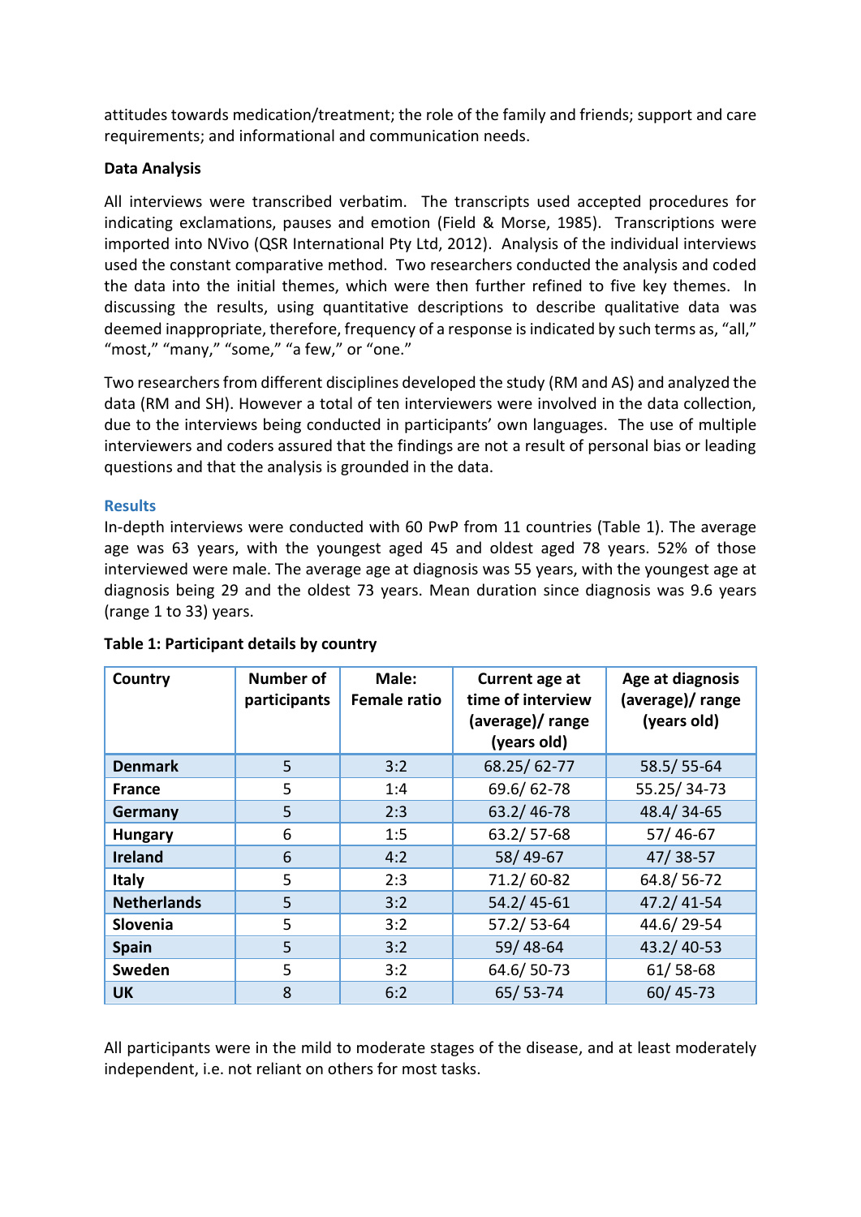attitudes towards medication/treatment; the role of the family and friends; support and care requirements; and informational and communication needs.

**Data Analysis**

All interviews were transcribed verbatim. The transcripts used accepted procedures for indicating exclamations, pauses and emotion (Field & Morse, 1985). Transcriptions were imported into NVivo (QSR International Pty Ltd, 2012). Analysis of the individual interviews used the constant comparative method. Two researchers conducted the analysis and coded the data into the initial themes, which were then further refined to five key themes. In discussing the results, using quantitative descriptions to describe qualitative data was deemed inappropriate, therefore, frequency of a response is indicated by such terms as, "all," "most," "many," "some," "a few," or "one."

Two researchers from different disciplines developed the study (RM and AS) and analyzed the data (RM and SH). However a total of ten interviewers were involved in the data collection, due to the interviews being conducted in participants' own languages. The use of multiple interviewers and coders assured that the findings are not a result of personal bias or leading questions and that the analysis is grounded in the data.

## Results

In-depth interviews were conducted with 60 PwP from 11 countries (Table 1). The average age was 63 years, with the youngest aged 45 and oldest aged 78 years. 52% of those interviewed were male. The average age at diagnosis was 55 years, with the youngest age at diagnosis being 29 and the oldest 73 years. Mean duration since diagnosis was 9.6 years (range 1 to 33) years.

**Table 1: Participant details by country**

| Country | Number of participants | Male: Female ratio | Current age at time of interview (average)/ range (years old) | Age at diagnosis (average)/ range (years old) |
|---|---|---|---|---|
| **Denmark** | 5 | 3:2 | 68.25/ 62-77 | 58.5/ 55-64 |
| **France** | 5 | 1:4 | 69.6/ 62-78 | 55.25/ 34-73 |
| **Germany** | 5 | 2:3 | 63.2/ 46-78 | 48.4/ 34-65 |
| **Hungary** | 6 | 1:5 | 63.2/ 57-68 | 57/ 46-67 |
| **Ireland** | 6 | 4:2 | 58/ 49-67 | 47/ 38-57 |
| **Italy** | 5 | 2:3 | 71.2/ 60-82 | 64.8/ 56-72 |
| **Netherlands** | 5 | 3:2 | 54.2/ 45-61 | 47.2/ 41-54 |
| **Slovenia** | 5 | 3:2 | 57.2/ 53-64 | 44.6/ 29-54 |
| **Spain** | 5 | 3:2 | 59/ 48-64 | 43.2/ 40-53 |
| **Sweden** | 5 | 3:2 | 64.6/ 50-73 | 61/ 58-68 |
| **UK** | 8 | 6:2 | 65/ 53-74 | 60/ 45-73 |

All participants were in the mild to moderate stages of the disease, and at least moderately independent, i.e. not reliant on others for most tasks.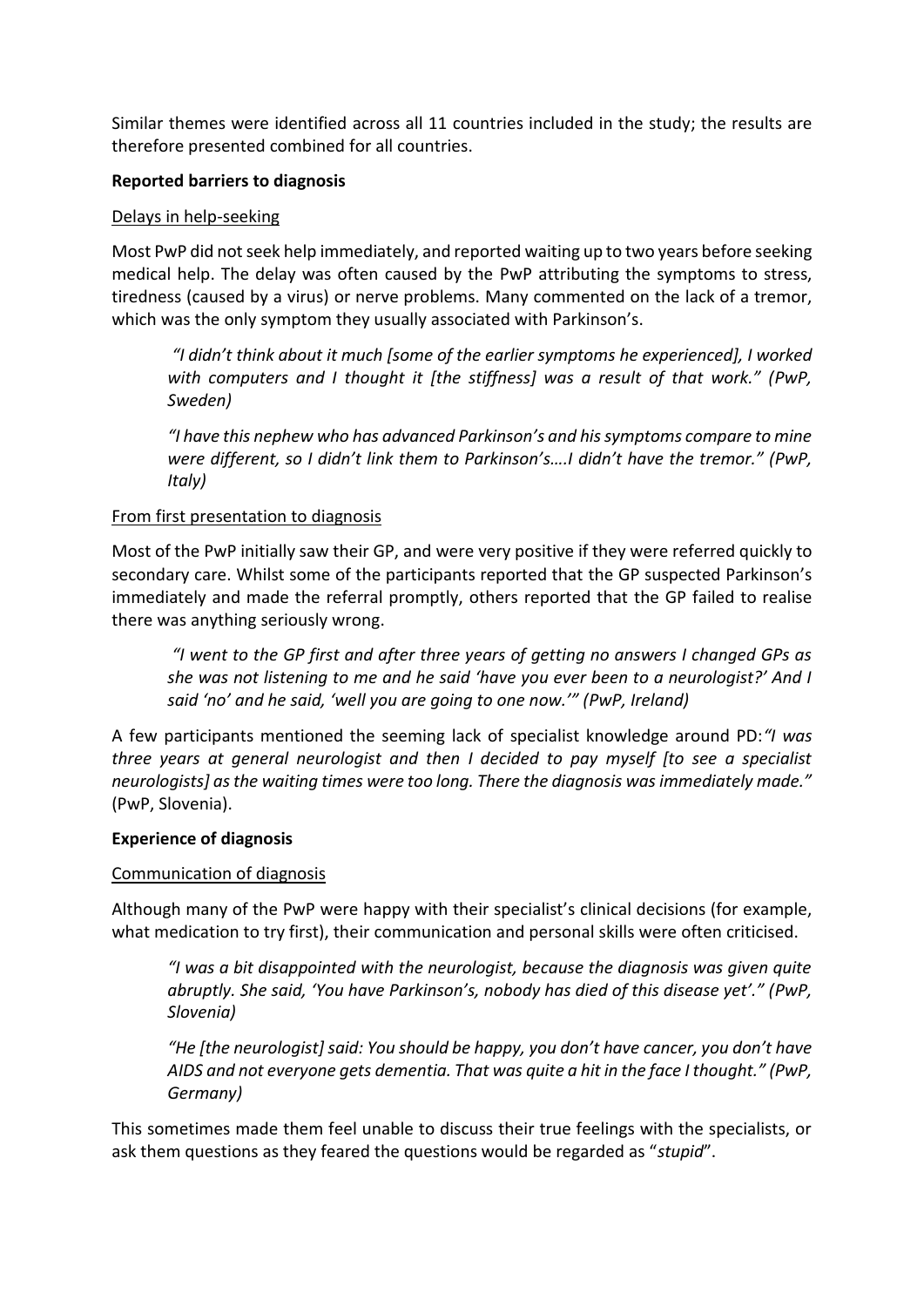Similar themes were identified across all 11 countries included in the study; the results are therefore presented combined for all countries.

**Reported barriers to diagnosis**

Delays in help-seeking

Most PwP did not seek help immediately, and reported waiting up to two years before seeking medical help. The delay was often caused by the PwP attributing the symptoms to stress, tiredness (caused by a virus) or nerve problems. Many commented on the lack of a tremor, which was the only symptom they usually associated with Parkinson's.

> *"I didn't think about it much [some of the earlier symptoms he experienced], I worked with computers and I thought it [the stiffness] was a result of that work." (PwP, Sweden)*
>
> *"I have this nephew who has advanced Parkinson's and his symptoms compare to mine were different, so I didn't link them to Parkinson's….I didn't have the tremor." (PwP, Italy)*

From first presentation to diagnosis

Most of the PwP initially saw their GP, and were very positive if they were referred quickly to secondary care. Whilst some of the participants reported that the GP suspected Parkinson's immediately and made the referral promptly, others reported that the GP failed to realise there was anything seriously wrong.

> *"I went to the GP first and after three years of getting no answers I changed GPs as she was not listening to me and he said 'have you ever been to a neurologist?' And I said 'no' and he said, 'well you are going to one now.'" (PwP, Ireland)*

A few participants mentioned the seeming lack of specialist knowledge around PD: *"I was three years at general neurologist and then I decided to pay myself [to see a specialist neurologists] as the waiting times were too long. There the diagnosis was immediately made."* (PwP, Slovenia).

**Experience of diagnosis**

Communication of diagnosis

Although many of the PwP were happy with their specialist's clinical decisions (for example, what medication to try first), their communication and personal skills were often criticised.

> *"I was a bit disappointed with the neurologist, because the diagnosis was given quite abruptly. She said, 'You have Parkinson's, nobody has died of this disease yet'." (PwP, Slovenia)*
>
> *"He [the neurologist] said: You should be happy, you don't have cancer, you don't have AIDS and not everyone gets dementia. That was quite a hit in the face I thought." (PwP, Germany)*

This sometimes made them feel unable to discuss their true feelings with the specialists, or ask them questions as they feared the questions would be regarded as "*stupid*".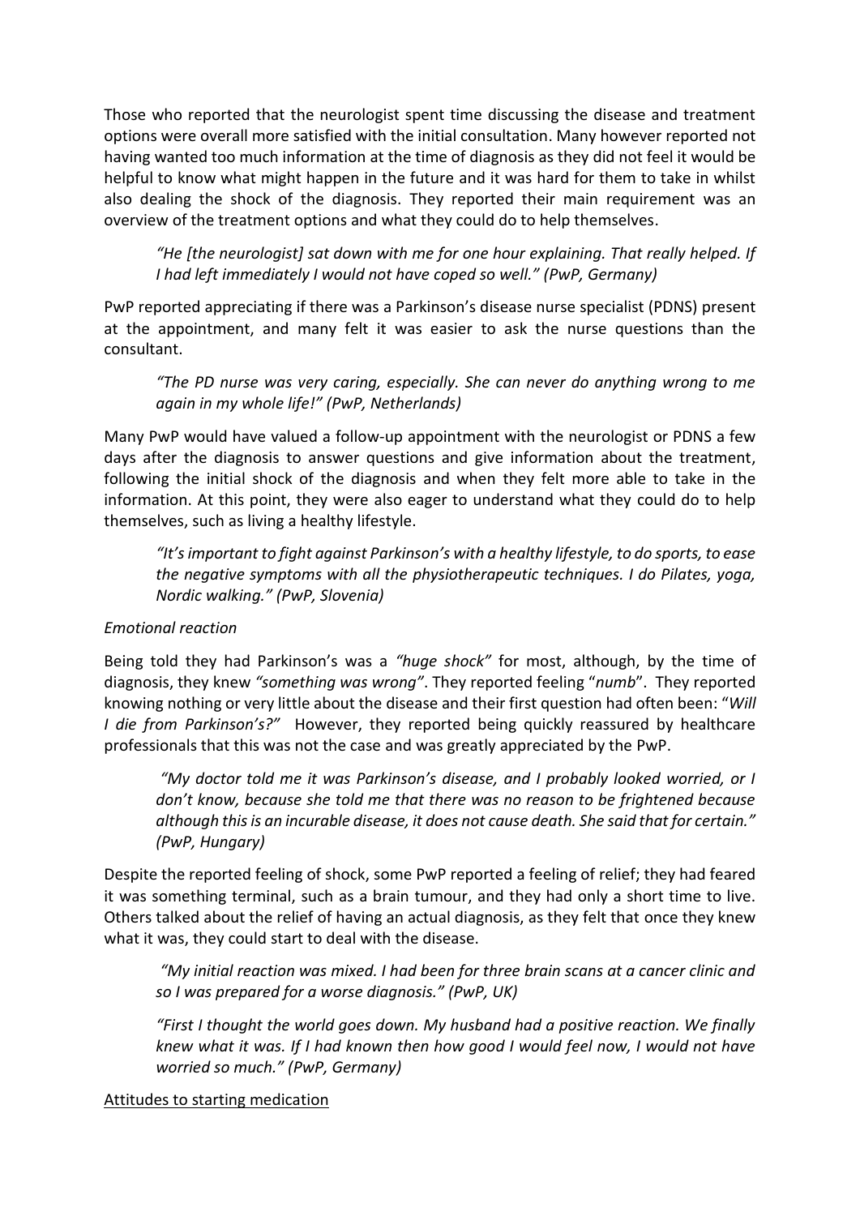Those who reported that the neurologist spent time discussing the disease and treatment options were overall more satisfied with the initial consultation. Many however reported not having wanted too much information at the time of diagnosis as they did not feel it would be helpful to know what might happen in the future and it was hard for them to take in whilst also dealing the shock of the diagnosis. They reported their main requirement was an overview of the treatment options and what they could do to help themselves.

> *"He [the neurologist] sat down with me for one hour explaining. That really helped. If I had left immediately I would not have coped so well." (PwP, Germany)*

PwP reported appreciating if there was a Parkinson's disease nurse specialist (PDNS) present at the appointment, and many felt it was easier to ask the nurse questions than the consultant.

> *"The PD nurse was very caring, especially. She can never do anything wrong to me again in my whole life!" (PwP, Netherlands)*

Many PwP would have valued a follow-up appointment with the neurologist or PDNS a few days after the diagnosis to answer questions and give information about the treatment, following the initial shock of the diagnosis and when they felt more able to take in the information. At this point, they were also eager to understand what they could do to help themselves, such as living a healthy lifestyle.

> *"It's important to fight against Parkinson's with a healthy lifestyle, to do sports, to ease the negative symptoms with all the physiotherapeutic techniques. I do Pilates, yoga, Nordic walking." (PwP, Slovenia)*

*Emotional reaction*

Being told they had Parkinson's was a *"huge shock"* for most, although, by the time of diagnosis, they knew *"something was wrong"*. They reported feeling "*numb*". They reported knowing nothing or very little about the disease and their first question had often been: "*Will I die from Parkinson's?"* However, they reported being quickly reassured by healthcare professionals that this was not the case and was greatly appreciated by the PwP.

> *"My doctor told me it was Parkinson's disease, and I probably looked worried, or I don't know, because she told me that there was no reason to be frightened because although this is an incurable disease, it does not cause death. She said that for certain." (PwP, Hungary)*

Despite the reported feeling of shock, some PwP reported a feeling of relief; they had feared it was something terminal, such as a brain tumour, and they had only a short time to live. Others talked about the relief of having an actual diagnosis, as they felt that once they knew what it was, they could start to deal with the disease.

> *"My initial reaction was mixed. I had been for three brain scans at a cancer clinic and so I was prepared for a worse diagnosis." (PwP, UK)*

> *"First I thought the world goes down. My husband had a positive reaction. We finally knew what it was. If I had known then how good I would feel now, I would not have worried so much." (PwP, Germany)*

<u>Attitudes to starting medication</u>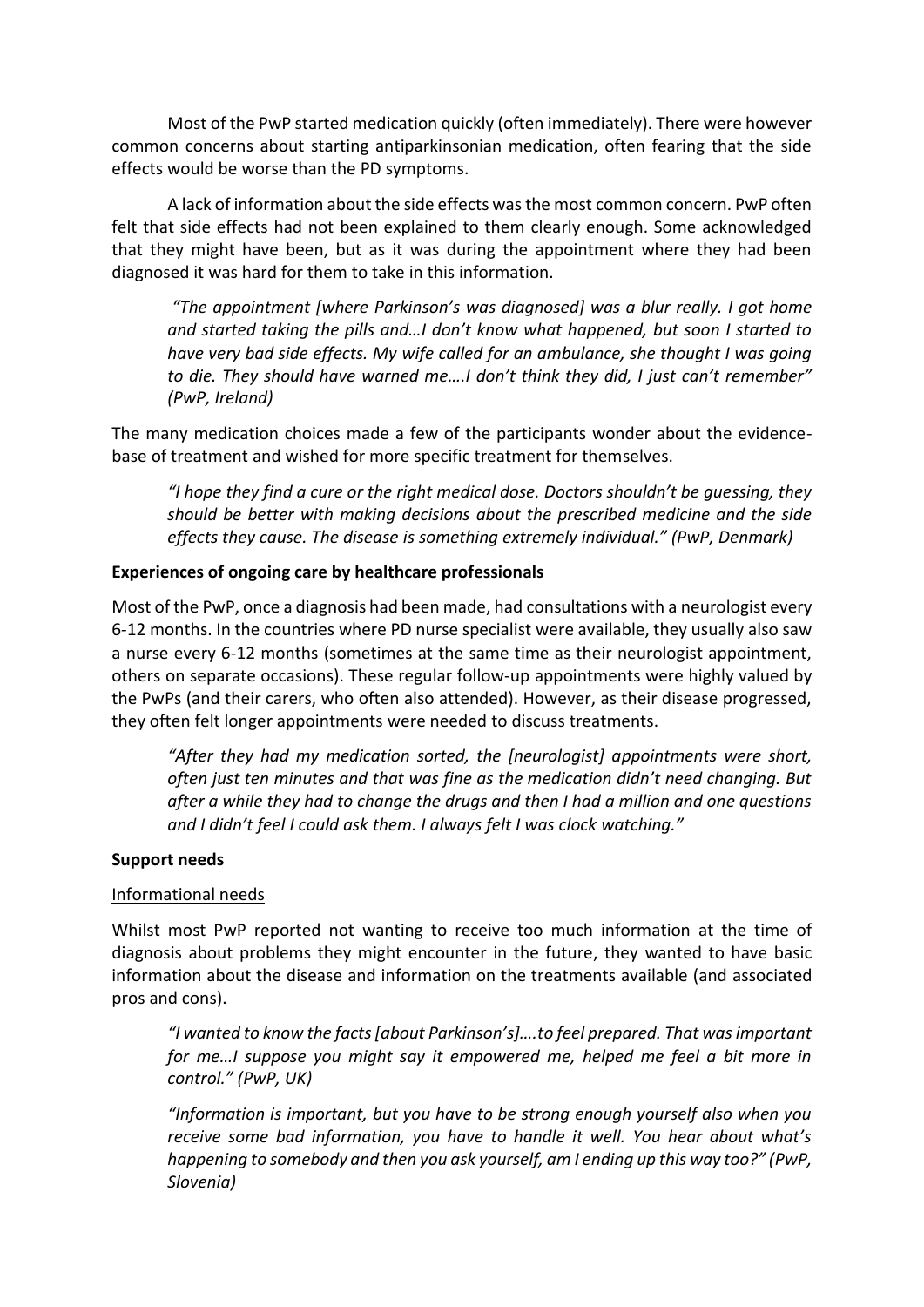Most of the PwP started medication quickly (often immediately). There were however common concerns about starting antiparkinsonian medication, often fearing that the side effects would be worse than the PD symptoms.

A lack of information about the side effects was the most common concern. PwP often felt that side effects had not been explained to them clearly enough. Some acknowledged that they might have been, but as it was during the appointment where they had been diagnosed it was hard for them to take in this information.

> *"The appointment [where Parkinson's was diagnosed] was a blur really. I got home and started taking the pills and…I don't know what happened, but soon I started to have very bad side effects. My wife called for an ambulance, she thought I was going to die. They should have warned me….I don't think they did, I just can't remember" (PwP, Ireland)*

The many medication choices made a few of the participants wonder about the evidence-base of treatment and wished for more specific treatment for themselves.

> *"I hope they find a cure or the right medical dose. Doctors shouldn't be guessing, they should be better with making decisions about the prescribed medicine and the side effects they cause. The disease is something extremely individual." (PwP, Denmark)*

**Experiences of ongoing care by healthcare professionals**

Most of the PwP, once a diagnosis had been made, had consultations with a neurologist every 6-12 months. In the countries where PD nurse specialist were available, they usually also saw a nurse every 6-12 months (sometimes at the same time as their neurologist appointment, others on separate occasions). These regular follow-up appointments were highly valued by the PwPs (and their carers, who often also attended). However, as their disease progressed, they often felt longer appointments were needed to discuss treatments.

> *"After they had my medication sorted, the [neurologist] appointments were short, often just ten minutes and that was fine as the medication didn't need changing. But after a while they had to change the drugs and then I had a million and one questions and I didn't feel I could ask them. I always felt I was clock watching."*

**Support needs**

<u>Informational needs</u>

Whilst most PwP reported not wanting to receive too much information at the time of diagnosis about problems they might encounter in the future, they wanted to have basic information about the disease and information on the treatments available (and associated pros and cons).

> *"I wanted to know the facts [about Parkinson's]….to feel prepared. That was important for me…I suppose you might say it empowered me, helped me feel a bit more in control." (PwP, UK)*

> *"Information is important, but you have to be strong enough yourself also when you receive some bad information, you have to handle it well. You hear about what's happening to somebody and then you ask yourself, am I ending up this way too?" (PwP, Slovenia)*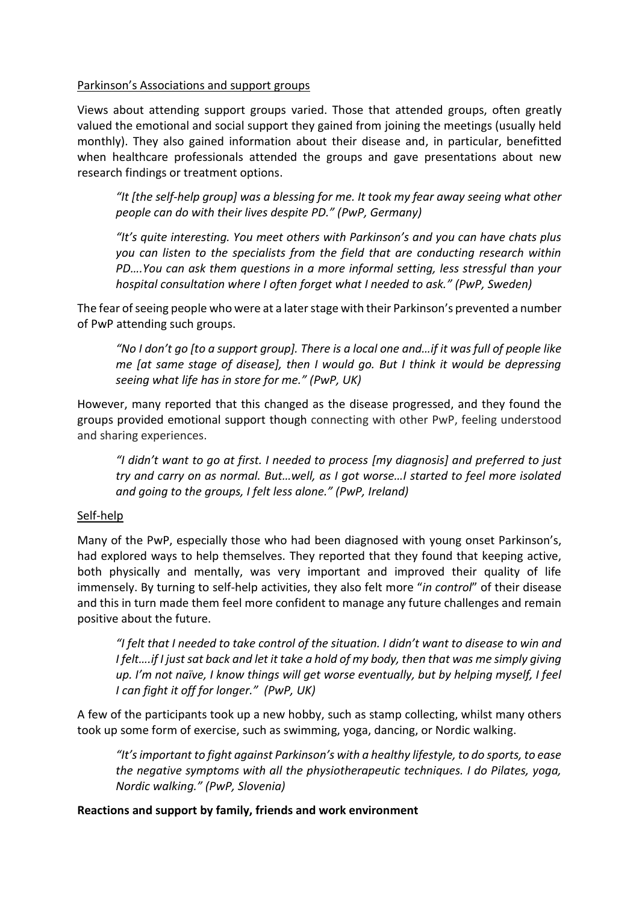Parkinson's Associations and support groups

Views about attending support groups varied. Those that attended groups, often greatly valued the emotional and social support they gained from joining the meetings (usually held monthly). They also gained information about their disease and, in particular, benefitted when healthcare professionals attended the groups and gave presentations about new research findings or treatment options.

> *"It [the self-help group] was a blessing for me. It took my fear away seeing what other people can do with their lives despite PD." (PwP, Germany)*

> *"It's quite interesting. You meet others with Parkinson's and you can have chats plus you can listen to the specialists from the field that are conducting research within PD….You can ask them questions in a more informal setting, less stressful than your hospital consultation where I often forget what I needed to ask." (PwP, Sweden)*

The fear of seeing people who were at a later stage with their Parkinson's prevented a number of PwP attending such groups.

> *"No I don't go [to a support group]. There is a local one and…if it was full of people like me [at same stage of disease], then I would go. But I think it would be depressing seeing what life has in store for me." (PwP, UK)*

However, many reported that this changed as the disease progressed, and they found the groups provided emotional support though connecting with other PwP, feeling understood and sharing experiences.

> *"I didn't want to go at first. I needed to process [my diagnosis] and preferred to just try and carry on as normal. But…well, as I got worse…I started to feel more isolated and going to the groups, I felt less alone." (PwP, Ireland)*

Self-help

Many of the PwP, especially those who had been diagnosed with young onset Parkinson's, had explored ways to help themselves. They reported that they found that keeping active, both physically and mentally, was very important and improved their quality of life immensely. By turning to self-help activities, they also felt more "*in control*" of their disease and this in turn made them feel more confident to manage any future challenges and remain positive about the future.

> *"I felt that I needed to take control of the situation. I didn't want to disease to win and I felt….if I just sat back and let it take a hold of my body, then that was me simply giving up. I'm not naïve, I know things will get worse eventually, but by helping myself, I feel I can fight it off for longer." (PwP, UK)*

A few of the participants took up a new hobby, such as stamp collecting, whilst many others took up some form of exercise, such as swimming, yoga, dancing, or Nordic walking.

> *"It's important to fight against Parkinson's with a healthy lifestyle, to do sports, to ease the negative symptoms with all the physiotherapeutic techniques. I do Pilates, yoga, Nordic walking." (PwP, Slovenia)*

**Reactions and support by family, friends and work environment**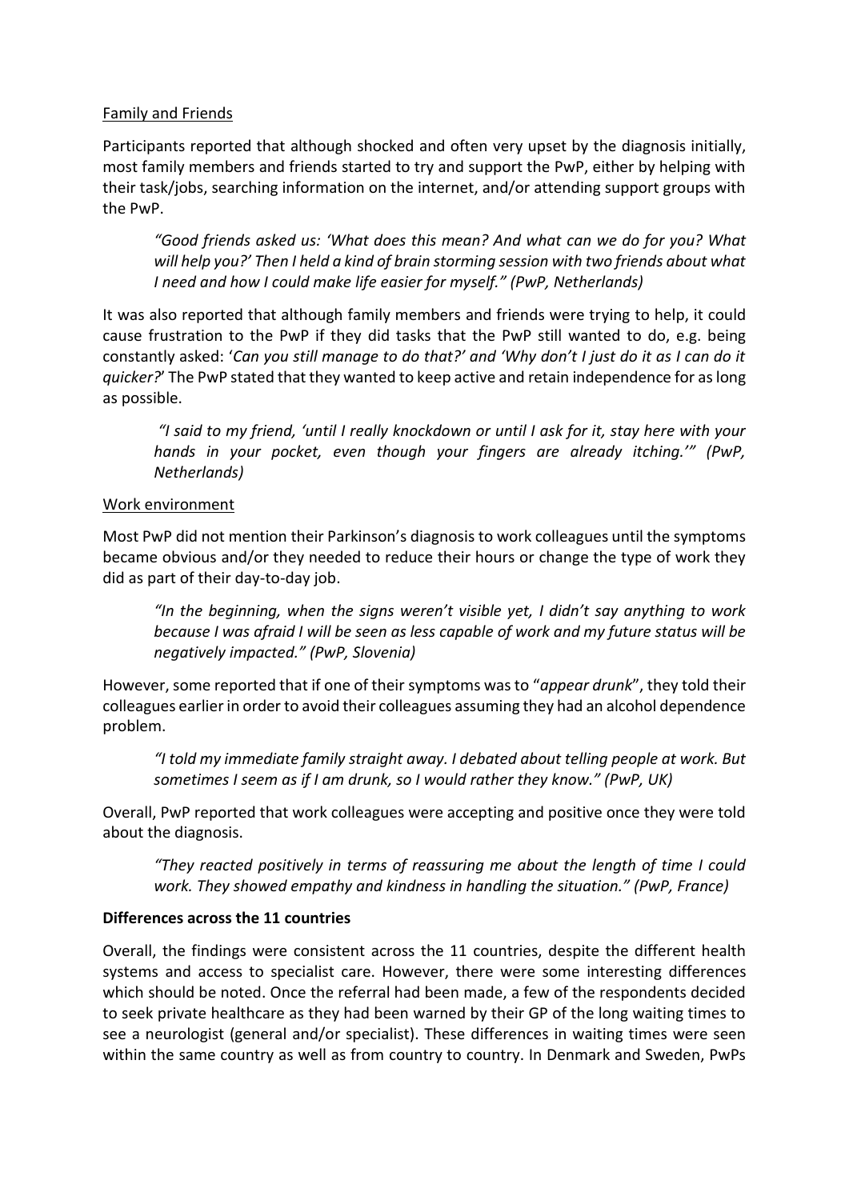Family and Friends

Participants reported that although shocked and often very upset by the diagnosis initially, most family members and friends started to try and support the PwP, either by helping with their task/jobs, searching information on the internet, and/or attending support groups with the PwP.

> *"Good friends asked us: 'What does this mean? And what can we do for you? What will help you?' Then I held a kind of brain storming session with two friends about what I need and how I could make life easier for myself." (PwP, Netherlands)*

It was also reported that although family members and friends were trying to help, it could cause frustration to the PwP if they did tasks that the PwP still wanted to do, e.g. being constantly asked: '*Can you still manage to do that?' and 'Why don't I just do it as I can do it quicker?*' The PwP stated that they wanted to keep active and retain independence for as long as possible.

> *"I said to my friend, 'until I really knockdown or until I ask for it, stay here with your hands in your pocket, even though your fingers are already itching.'" (PwP, Netherlands)*

Work environment

Most PwP did not mention their Parkinson's diagnosis to work colleagues until the symptoms became obvious and/or they needed to reduce their hours or change the type of work they did as part of their day-to-day job.

> *"In the beginning, when the signs weren't visible yet, I didn't say anything to work because I was afraid I will be seen as less capable of work and my future status will be negatively impacted." (PwP, Slovenia)*

However, some reported that if one of their symptoms was to "*appear drunk*", they told their colleagues earlier in order to avoid their colleagues assuming they had an alcohol dependence problem.

> *"I told my immediate family straight away. I debated about telling people at work. But sometimes I seem as if I am drunk, so I would rather they know." (PwP, UK)*

Overall, PwP reported that work colleagues were accepting and positive once they were told about the diagnosis.

> *"They reacted positively in terms of reassuring me about the length of time I could work. They showed empathy and kindness in handling the situation." (PwP, France)*

**Differences across the 11 countries**

Overall, the findings were consistent across the 11 countries, despite the different health systems and access to specialist care. However, there were some interesting differences which should be noted. Once the referral had been made, a few of the respondents decided to seek private healthcare as they had been warned by their GP of the long waiting times to see a neurologist (general and/or specialist). These differences in waiting times were seen within the same country as well as from country to country. In Denmark and Sweden, PwPs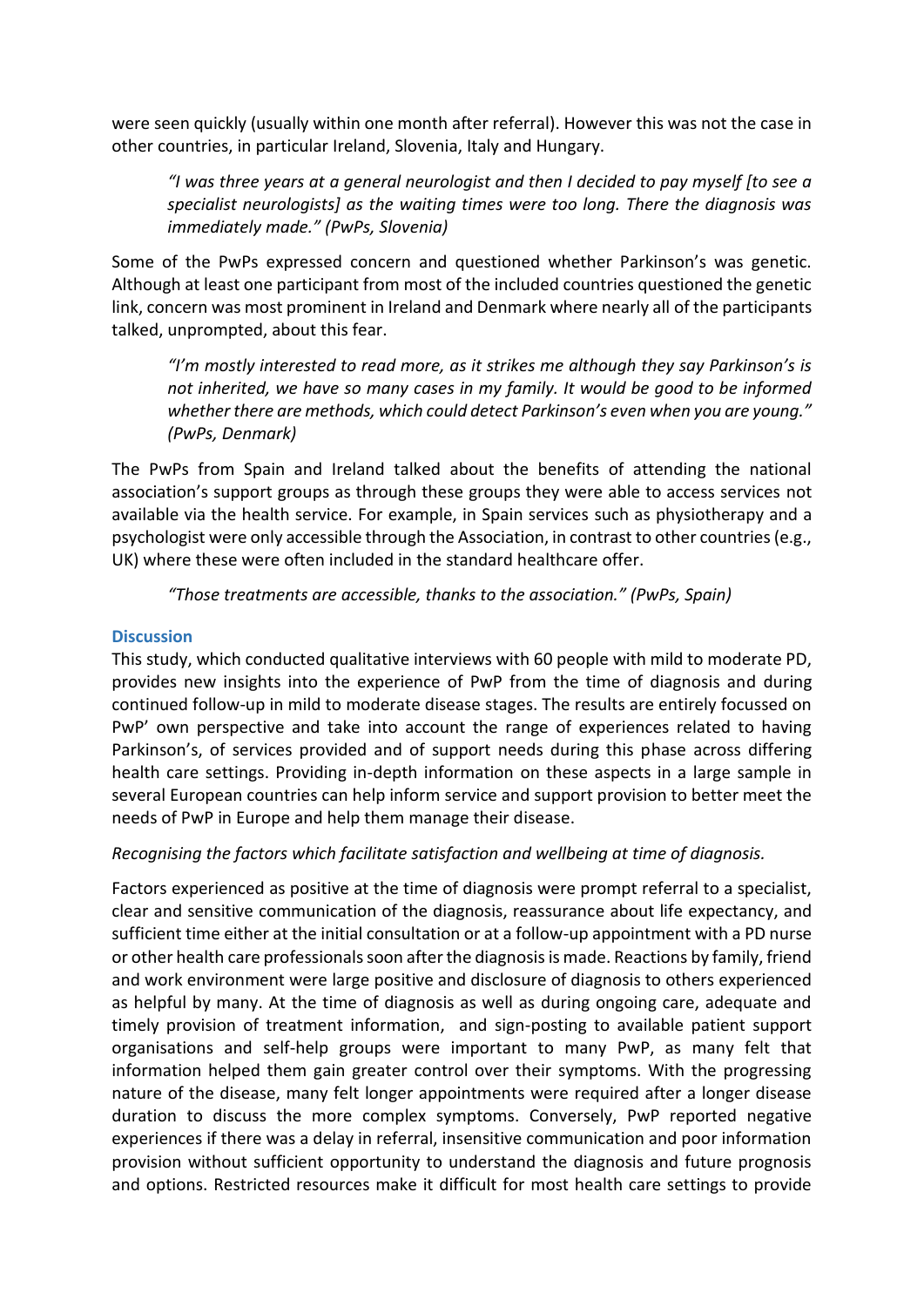were seen quickly (usually within one month after referral). However this was not the case in other countries, in particular Ireland, Slovenia, Italy and Hungary.

> *"I was three years at a general neurologist and then I decided to pay myself [to see a specialist neurologists] as the waiting times were too long. There the diagnosis was immediately made." (PwPs, Slovenia)*

Some of the PwPs expressed concern and questioned whether Parkinson's was genetic. Although at least one participant from most of the included countries questioned the genetic link, concern was most prominent in Ireland and Denmark where nearly all of the participants talked, unprompted, about this fear.

> *"I'm mostly interested to read more, as it strikes me although they say Parkinson's is not inherited, we have so many cases in my family. It would be good to be informed whether there are methods, which could detect Parkinson's even when you are young." (PwPs, Denmark)*

The PwPs from Spain and Ireland talked about the benefits of attending the national association's support groups as through these groups they were able to access services not available via the health service. For example, in Spain services such as physiotherapy and a psychologist were only accessible through the Association, in contrast to other countries (e.g., UK) where these were often included in the standard healthcare offer.

> *"Those treatments are accessible, thanks to the association." (PwPs, Spain)*

## Discussion

This study, which conducted qualitative interviews with 60 people with mild to moderate PD, provides new insights into the experience of PwP from the time of diagnosis and during continued follow-up in mild to moderate disease stages. The results are entirely focussed on PwP' own perspective and take into account the range of experiences related to having Parkinson's, of services provided and of support needs during this phase across differing health care settings. Providing in-depth information on these aspects in a large sample in several European countries can help inform service and support provision to better meet the needs of PwP in Europe and help them manage their disease.

### *Recognising the factors which facilitate satisfaction and wellbeing at time of diagnosis.*

Factors experienced as positive at the time of diagnosis were prompt referral to a specialist, clear and sensitive communication of the diagnosis, reassurance about life expectancy, and sufficient time either at the initial consultation or at a follow-up appointment with a PD nurse or other health care professionals soon after the diagnosis is made. Reactions by family, friend and work environment were large positive and disclosure of diagnosis to others experienced as helpful by many. At the time of diagnosis as well as during ongoing care, adequate and timely provision of treatment information, and sign-posting to available patient support organisations and self-help groups were important to many PwP, as many felt that information helped them gain greater control over their symptoms. With the progressing nature of the disease, many felt longer appointments were required after a longer disease duration to discuss the more complex symptoms. Conversely, PwP reported negative experiences if there was a delay in referral, insensitive communication and poor information provision without sufficient opportunity to understand the diagnosis and future prognosis and options. Restricted resources make it difficult for most health care settings to provide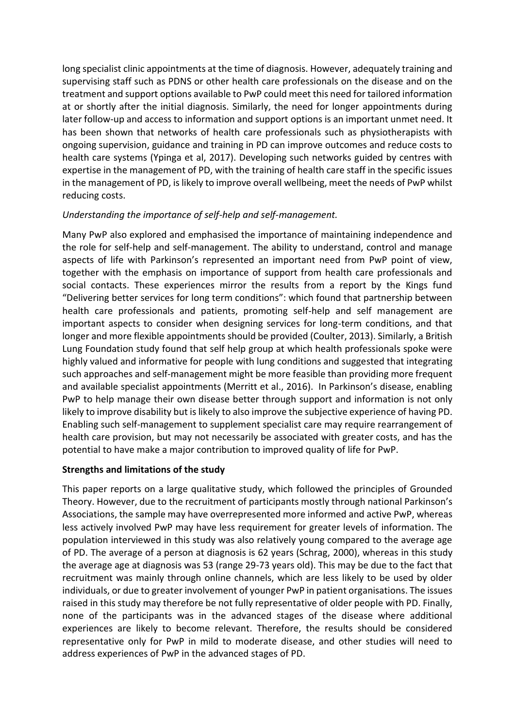long specialist clinic appointments at the time of diagnosis. However, adequately training and supervising staff such as PDNS or other health care professionals on the disease and on the treatment and support options available to PwP could meet this need for tailored information at or shortly after the initial diagnosis. Similarly, the need for longer appointments during later follow-up and access to information and support options is an important unmet need. It has been shown that networks of health care professionals such as physiotherapists with ongoing supervision, guidance and training in PD can improve outcomes and reduce costs to health care systems (Ypinga et al, 2017). Developing such networks guided by centres with expertise in the management of PD, with the training of health care staff in the specific issues in the management of PD, is likely to improve overall wellbeing, meet the needs of PwP whilst reducing costs.

*Understanding the importance of self-help and self-management.*

Many PwP also explored and emphasised the importance of maintaining independence and the role for self-help and self-management. The ability to understand, control and manage aspects of life with Parkinson's represented an important need from PwP point of view, together with the emphasis on importance of support from health care professionals and social contacts. These experiences mirror the results from a report by the Kings fund "Delivering better services for long term conditions": which found that partnership between health care professionals and patients, promoting self-help and self management are important aspects to consider when designing services for long-term conditions, and that longer and more flexible appointments should be provided (Coulter, 2013). Similarly, a British Lung Foundation study found that self help group at which health professionals spoke were highly valued and informative for people with lung conditions and suggested that integrating such approaches and self-management might be more feasible than providing more frequent and available specialist appointments (Merritt et al., 2016). In Parkinson's disease, enabling PwP to help manage their own disease better through support and information is not only likely to improve disability but is likely to also improve the subjective experience of having PD. Enabling such self-management to supplement specialist care may require rearrangement of health care provision, but may not necessarily be associated with greater costs, and has the potential to have make a major contribution to improved quality of life for PwP.

**Strengths and limitations of the study**

This paper reports on a large qualitative study, which followed the principles of Grounded Theory. However, due to the recruitment of participants mostly through national Parkinson's Associations, the sample may have overrepresented more informed and active PwP, whereas less actively involved PwP may have less requirement for greater levels of information. The population interviewed in this study was also relatively young compared to the average age of PD. The average of a person at diagnosis is 62 years (Schrag, 2000), whereas in this study the average age at diagnosis was 53 (range 29-73 years old). This may be due to the fact that recruitment was mainly through online channels, which are less likely to be used by older individuals, or due to greater involvement of younger PwP in patient organisations. The issues raised in this study may therefore be not fully representative of older people with PD. Finally, none of the participants was in the advanced stages of the disease where additional experiences are likely to become relevant. Therefore, the results should be considered representative only for PwP in mild to moderate disease, and other studies will need to address experiences of PwP in the advanced stages of PD.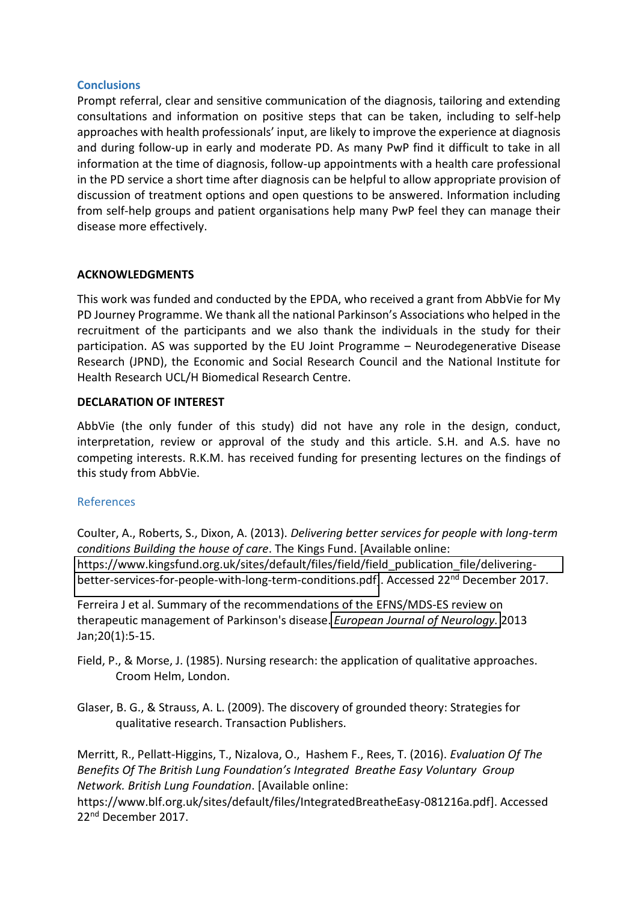## Conclusions

Prompt referral, clear and sensitive communication of the diagnosis, tailoring and extending consultations and information on positive steps that can be taken, including to self-help approaches with health professionals' input, are likely to improve the experience at diagnosis and during follow-up in early and moderate PD. As many PwP find it difficult to take in all information at the time of diagnosis, follow-up appointments with a health care professional in the PD service a short time after diagnosis can be helpful to allow appropriate provision of discussion of treatment options and open questions to be answered. Information including from self-help groups and patient organisations help many PwP feel they can manage their disease more effectively.

## ACKNOWLEDGMENTS

This work was funded and conducted by the EPDA, who received a grant from AbbVie for My PD Journey Programme. We thank all the national Parkinson's Associations who helped in the recruitment of the participants and we also thank the individuals in the study for their participation. AS was supported by the EU Joint Programme – Neurodegenerative Disease Research (JPND), the Economic and Social Research Council and the National Institute for Health Research UCL/H Biomedical Research Centre.

## DECLARATION OF INTEREST

AbbVie (the only funder of this study) did not have any role in the design, conduct, interpretation, review or approval of the study and this article. S.H. and A.S. have no competing interests. R.K.M. has received funding for presenting lectures on the findings of this study from AbbVie.

## References

Coulter, A., Roberts, S., Dixon, A. (2013). *Delivering better services for people with long-term conditions Building the house of care*. The Kings Fund. [Available online: https://www.kingsfund.org.uk/sites/default/files/field/field_publication_file/delivering-better-services-for-people-with-long-term-conditions.pdf]. Accessed 22nd December 2017.

Ferreira J et al. Summary of the recommendations of the EFNS/MDS-ES review on therapeutic management of Parkinson's disease. *European Journal of Neurology.* 2013 Jan;20(1):5-15.

Field, P., & Morse, J. (1985). Nursing research: the application of qualitative approaches. Croom Helm, London.

Glaser, B. G., & Strauss, A. L. (2009). The discovery of grounded theory: Strategies for qualitative research. Transaction Publishers.

Merritt, R., Pellatt-Higgins, T., Nizalova, O., Hashem F., Rees, T. (2016). *Evaluation Of The Benefits Of The British Lung Foundation's Integrated Breathe Easy Voluntary Group Network. British Lung Foundation*. [Available online: https://www.blf.org.uk/sites/default/files/IntegratedBreatheEasy-081216a.pdf]. Accessed 22nd December 2017.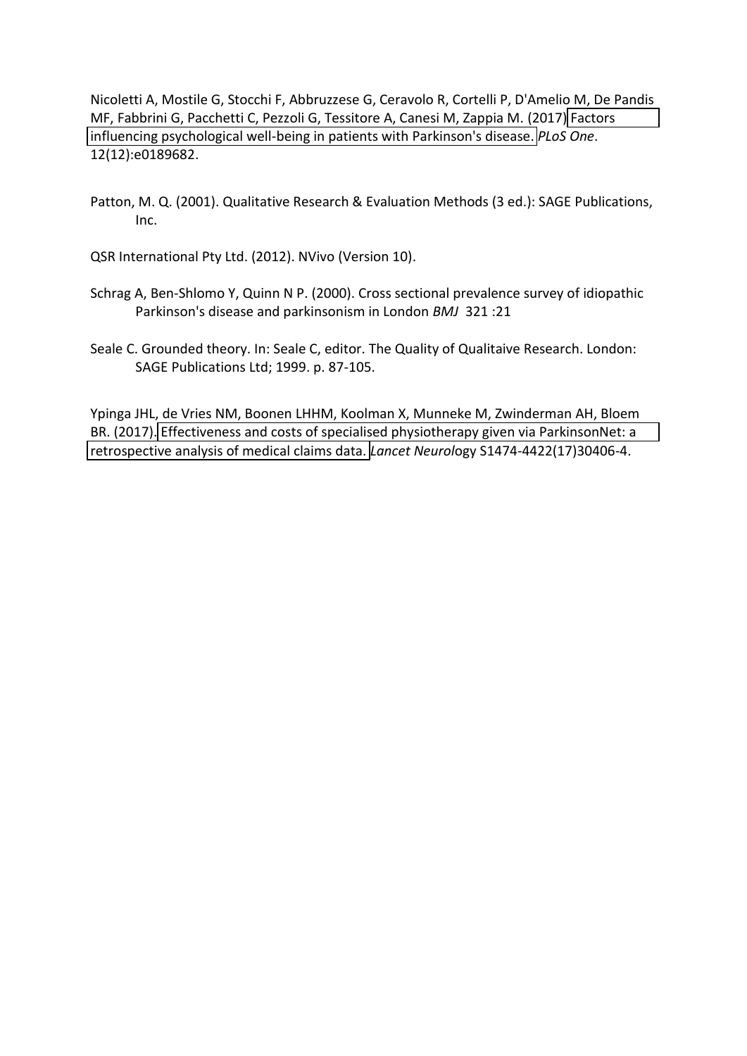Nicoletti A, Mostile G, Stocchi F, Abbruzzese G, Ceravolo R, Cortelli P, D'Amelio M, De Pandis MF, Fabbrini G, Pacchetti C, Pezzoli G, Tessitore A, Canesi M, Zappia M. (2017) Factors influencing psychological well-being in patients with Parkinson's disease. *PLoS One*. 12(12):e0189682.

Patton, M. Q. (2001). Qualitative Research & Evaluation Methods (3 ed.): SAGE Publications, Inc.

QSR International Pty Ltd. (2012). NVivo (Version 10).

Schrag A, Ben-Shlomo Y, Quinn N P. (2000). Cross sectional prevalence survey of idiopathic Parkinson's disease and parkinsonism in London *BMJ* 321 :21

Seale C. Grounded theory. In: Seale C, editor. The Quality of Qualitaive Research. London: SAGE Publications Ltd; 1999. p. 87-105.

Ypinga JHL, de Vries NM, Boonen LHHM, Koolman X, Munneke M, Zwinderman AH, Bloem BR. (2017). Effectiveness and costs of specialised physiotherapy given via ParkinsonNet: a retrospective analysis of medical claims data. *Lancet Neurol*ogy S1474-4422(17)30406-4.